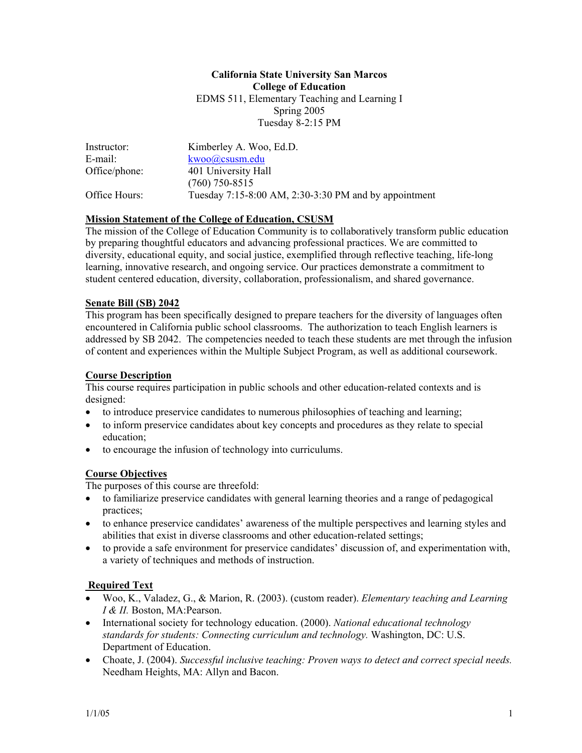**California State University San Marcos**
**College of Education**
EDMS 511, Elementary Teaching and Learning I
Spring 2005
Tuesday 8-2:15 PM

| | |
|---|---|
| Instructor: | Kimberley A. Woo, Ed.D. |
| E-mail: | kwoo@csusm.edu |
| Office/phone: | 401 University Hall<br>(760) 750-8515 |
| Office Hours: | Tuesday 7:15-8:00 AM, 2:30-3:30 PM and by appointment |

## Mission Statement of the College of Education, CSUSM

The mission of the College of Education Community is to collaboratively transform public education by preparing thoughtful educators and advancing professional practices. We are committed to diversity, educational equity, and social justice, exemplified through reflective teaching, life-long learning, innovative research, and ongoing service. Our practices demonstrate a commitment to student centered education, diversity, collaboration, professionalism, and shared governance.

## Senate Bill (SB) 2042

This program has been specifically designed to prepare teachers for the diversity of languages often encountered in California public school classrooms. The authorization to teach English learners is addressed by SB 2042. The competencies needed to teach these students are met through the infusion of content and experiences within the Multiple Subject Program, as well as additional coursework.

## Course Description

This course requires participation in public schools and other education-related contexts and is designed:

- to introduce preservice candidates to numerous philosophies of teaching and learning;
- to inform preservice candidates about key concepts and procedures as they relate to special education;
- to encourage the infusion of technology into curriculums.

## Course Objectives

The purposes of this course are threefold:

- to familiarize preservice candidates with general learning theories and a range of pedagogical practices;
- to enhance preservice candidates' awareness of the multiple perspectives and learning styles and abilities that exist in diverse classrooms and other education-related settings;
- to provide a safe environment for preservice candidates' discussion of, and experimentation with, a variety of techniques and methods of instruction.

## Required Text

- Woo, K., Valadez, G., & Marion, R. (2003). (custom reader). *Elementary teaching and Learning I & II.* Boston, MA:Pearson.
- International society for technology education. (2000). *National educational technology standards for students: Connecting curriculum and technology.* Washington, DC: U.S. Department of Education.
- Choate, J. (2004). *Successful inclusive teaching: Proven ways to detect and correct special needs.* Needham Heights, MA: Allyn and Bacon.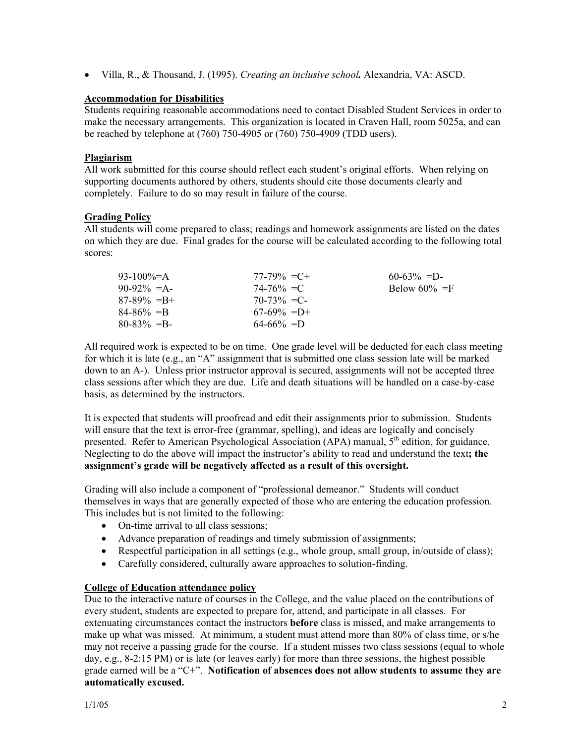- Villa, R., & Thousand, J. (1995). *Creating an inclusive school.* Alexandria, VA: ASCD.

## Accommodation for Disabilities

Students requiring reasonable accommodations need to contact Disabled Student Services in order to make the necessary arrangements. This organization is located in Craven Hall, room 5025a, and can be reached by telephone at (760) 750-4905 or (760) 750-4909 (TDD users).

## Plagiarism

All work submitted for this course should reflect each student's original efforts. When relying on supporting documents authored by others, students should cite those documents clearly and completely. Failure to do so may result in failure of the course.

## Grading Policy

All students will come prepared to class; readings and homework assignments are listed on the dates on which they are due. Final grades for the course will be calculated according to the following total scores:

| | | |
|---|---|---|
| 93-100%=A | 77-79% =C+ | 60-63% =D- |
| 90-92% =A- | 74-76% =C | Below 60% =F |
| 87-89% =B+ | 70-73% =C- | |
| 84-86% =B | 67-69% =D+ | |
| 80-83% =B- | 64-66% =D | |

All required work is expected to be on time. One grade level will be deducted for each class meeting for which it is late (e.g., an "A" assignment that is submitted one class session late will be marked down to an A-). Unless prior instructor approval is secured, assignments will not be accepted three class sessions after which they are due. Life and death situations will be handled on a case-by-case basis, as determined by the instructors.

It is expected that students will proofread and edit their assignments prior to submission. Students will ensure that the text is error-free (grammar, spelling), and ideas are logically and concisely presented. Refer to American Psychological Association (APA) manual, 5th edition, for guidance. Neglecting to do the above will impact the instructor's ability to read and understand the text**; the assignment's grade will be negatively affected as a result of this oversight.**

Grading will also include a component of "professional demeanor." Students will conduct themselves in ways that are generally expected of those who are entering the education profession. This includes but is not limited to the following:

- On-time arrival to all class sessions;
- Advance preparation of readings and timely submission of assignments;
- Respectful participation in all settings (e.g., whole group, small group, in/outside of class);
- Carefully considered, culturally aware approaches to solution-finding.

## College of Education attendance policy

Due to the interactive nature of courses in the College, and the value placed on the contributions of every student, students are expected to prepare for, attend, and participate in all classes. For extenuating circumstances contact the instructors **before** class is missed, and make arrangements to make up what was missed. At minimum, a student must attend more than 80% of class time, or s/he may not receive a passing grade for the course. If a student misses two class sessions (equal to whole day, e.g., 8-2:15 PM) or is late (or leaves early) for more than three sessions, the highest possible grade earned will be a "C+". **Notification of absences does not allow students to assume they are automatically excused.**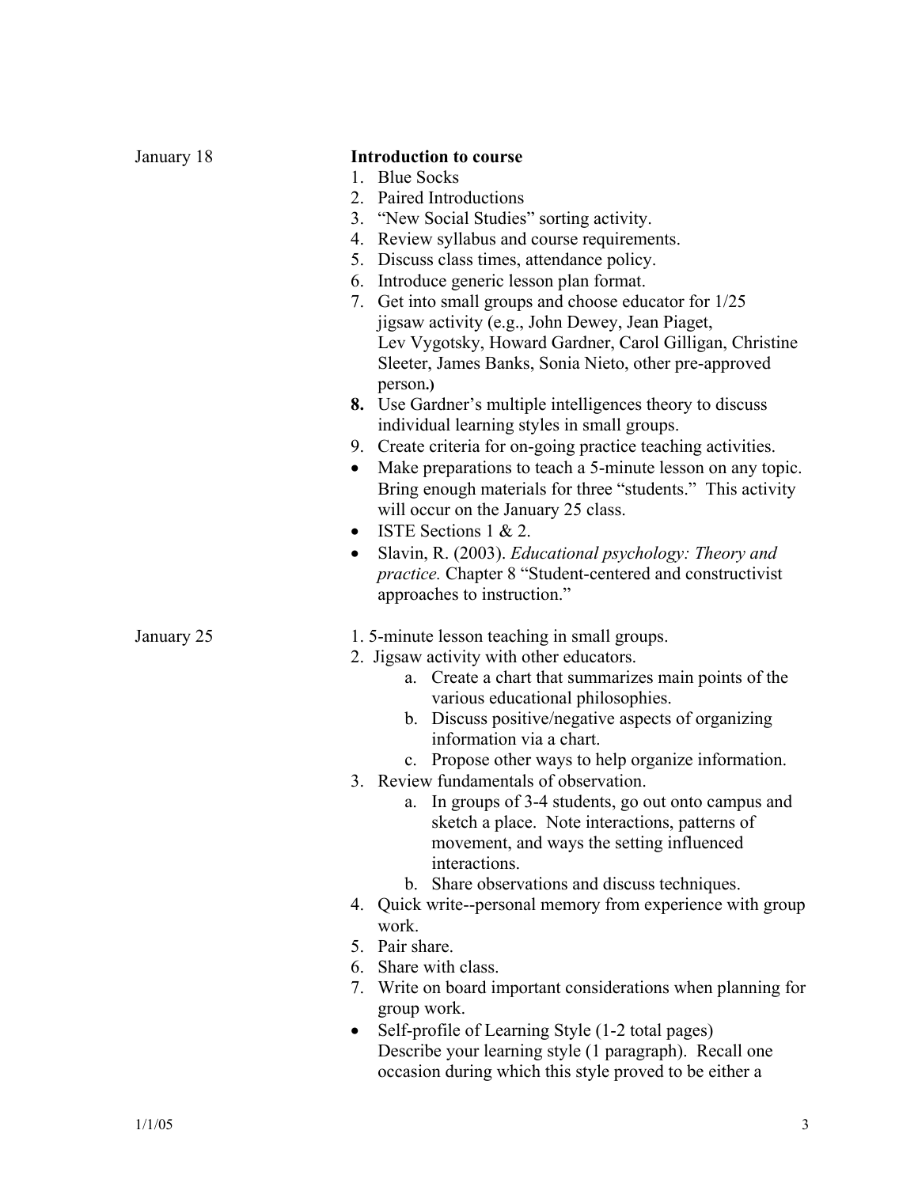January 18

**Introduction to course**

1. Blue Socks
2. Paired Introductions
3. "New Social Studies" sorting activity.
4. Review syllabus and course requirements.
5. Discuss class times, attendance policy.
6. Introduce generic lesson plan format.
7. Get into small groups and choose educator for 1/25 jigsaw activity (e.g., John Dewey, Jean Piaget, Lev Vygotsky, Howard Gardner, Carol Gilligan, Christine Sleeter, James Banks, Sonia Nieto, other pre-approved person.)
8. Use Gardner's multiple intelligences theory to discuss individual learning styles in small groups.
9. Create criteria for on-going practice teaching activities.

- Make preparations to teach a 5-minute lesson on any topic. Bring enough materials for three "students." This activity will occur on the January 25 class.
- ISTE Sections 1 & 2.
- Slavin, R. (2003). *Educational psychology: Theory and practice.* Chapter 8 "Student-centered and constructivist approaches to instruction."

January 25

1. 5-minute lesson teaching in small groups.
2. Jigsaw activity with other educators.
   a. Create a chart that summarizes main points of the various educational philosophies.
   b. Discuss positive/negative aspects of organizing information via a chart.
   c. Propose other ways to help organize information.
3. Review fundamentals of observation.
   a. In groups of 3-4 students, go out onto campus and sketch a place. Note interactions, patterns of movement, and ways the setting influenced interactions.
   b. Share observations and discuss techniques.
4. Quick write--personal memory from experience with group work.
5. Pair share.
6. Share with class.
7. Write on board important considerations when planning for group work.

- Self-profile of Learning Style (1-2 total pages) Describe your learning style (1 paragraph). Recall one occasion during which this style proved to be either a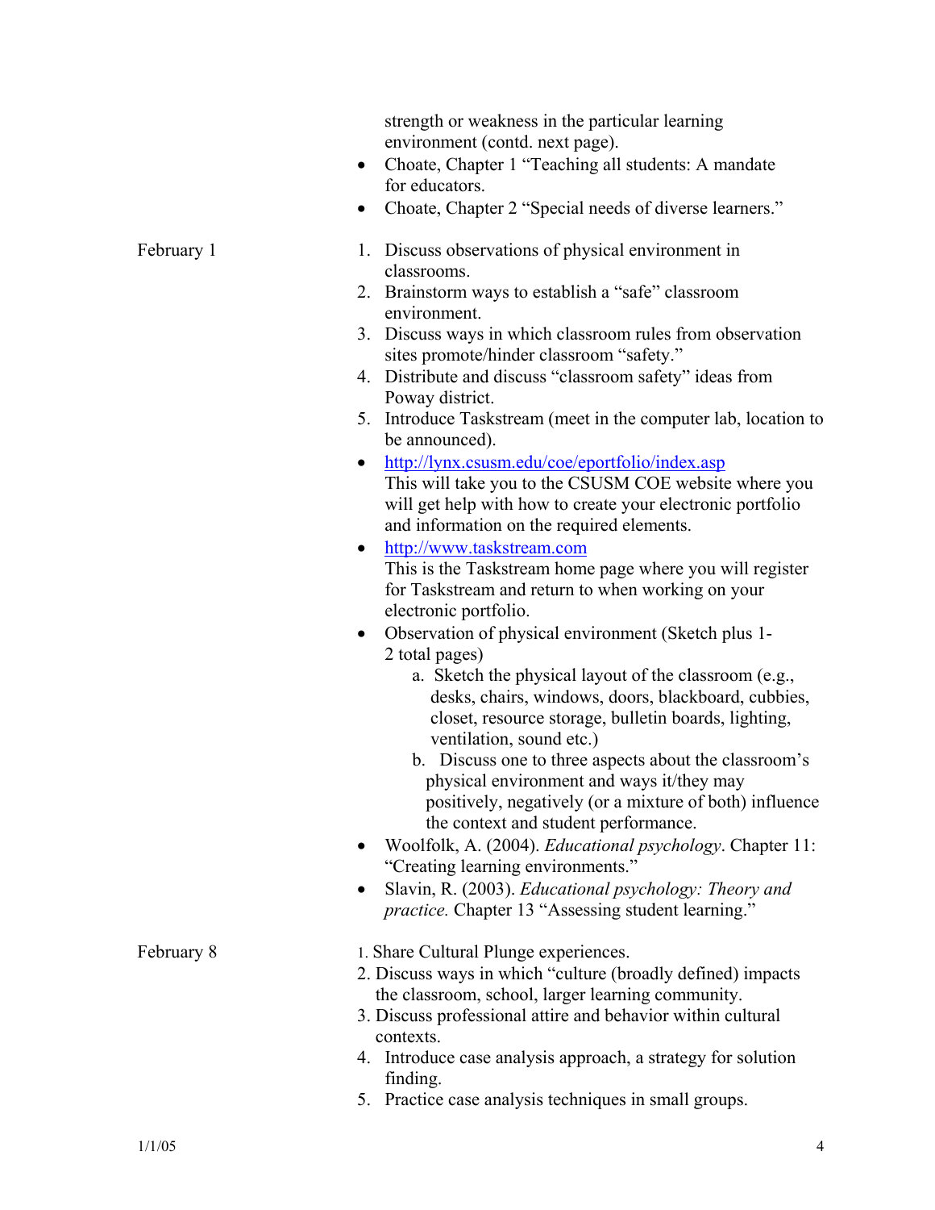strength or weakness in the particular learning environment (contd. next page).

- Choate, Chapter 1 "Teaching all students: A mandate for educators.
- Choate, Chapter 2 "Special needs of diverse learners."

February 1

1. Discuss observations of physical environment in classrooms.
2. Brainstorm ways to establish a "safe" classroom environment.
3. Discuss ways in which classroom rules from observation sites promote/hinder classroom "safety."
4. Distribute and discuss "classroom safety" ideas from Poway district.
5. Introduce Taskstream (meet in the computer lab, location to be announced).

- http://lynx.csusm.edu/coe/eportfolio/index.asp
  This will take you to the CSUSM COE website where you will get help with how to create your electronic portfolio and information on the required elements.
- http://www.taskstream.com
  This is the Taskstream home page where you will register for Taskstream and return to when working on your electronic portfolio.
- Observation of physical environment (Sketch plus 1-2 total pages)
    a. Sketch the physical layout of the classroom (e.g., desks, chairs, windows, doors, blackboard, cubbies, closet, resource storage, bulletin boards, lighting, ventilation, sound etc.)
    b. Discuss one to three aspects about the classroom's physical environment and ways it/they may positively, negatively (or a mixture of both) influence the context and student performance.
- Woolfolk, A. (2004). *Educational psychology*. Chapter 11: "Creating learning environments."
- Slavin, R. (2003). *Educational psychology: Theory and practice.* Chapter 13 "Assessing student learning."

February 8

1. Share Cultural Plunge experiences.
2. Discuss ways in which "culture (broadly defined) impacts the classroom, school, larger learning community.
3. Discuss professional attire and behavior within cultural contexts.
4. Introduce case analysis approach, a strategy for solution finding.
5. Practice case analysis techniques in small groups.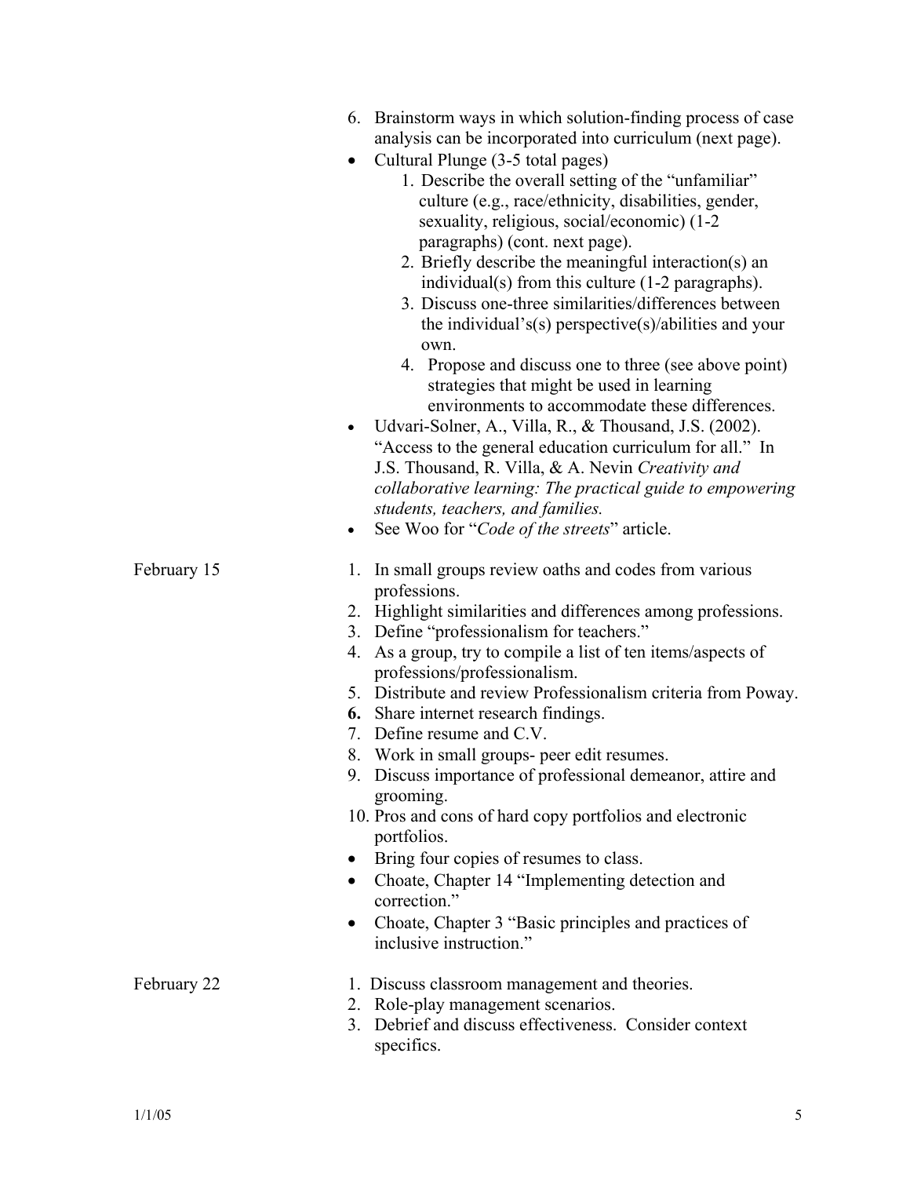6. Brainstorm ways in which solution-finding process of case analysis can be incorporated into curriculum (next page).

- Cultural Plunge (3-5 total pages)
    1. Describe the overall setting of the "unfamiliar" culture (e.g., race/ethnicity, disabilities, gender, sexuality, religious, social/economic) (1-2 paragraphs) (cont. next page).
    2. Briefly describe the meaningful interaction(s) an individual(s) from this culture (1-2 paragraphs).
    3. Discuss one-three similarities/differences between the individual's(s) perspective(s)/abilities and your own.
    4. Propose and discuss one to three (see above point) strategies that might be used in learning environments to accommodate these differences.
- Udvari-Solner, A., Villa, R., & Thousand, J.S. (2002). "Access to the general education curriculum for all." In J.S. Thousand, R. Villa, & A. Nevin *Creativity and collaborative learning: The practical guide to empowering students, teachers, and families.*
- See Woo for "*Code of the streets*" article.

**February 15**

1. In small groups review oaths and codes from various professions.
2. Highlight similarities and differences among professions.
3. Define "professionalism for teachers."
4. As a group, try to compile a list of ten items/aspects of professions/professionalism.
5. Distribute and review Professionalism criteria from Poway.
6. Share internet research findings.
7. Define resume and C.V.
8. Work in small groups- peer edit resumes.
9. Discuss importance of professional demeanor, attire and grooming.
10. Pros and cons of hard copy portfolios and electronic portfolios.

- Bring four copies of resumes to class.
- Choate, Chapter 14 "Implementing detection and correction."
- Choate, Chapter 3 "Basic principles and practices of inclusive instruction."

**February 22**

1. Discuss classroom management and theories.
2. Role-play management scenarios.
3. Debrief and discuss effectiveness. Consider context specifics.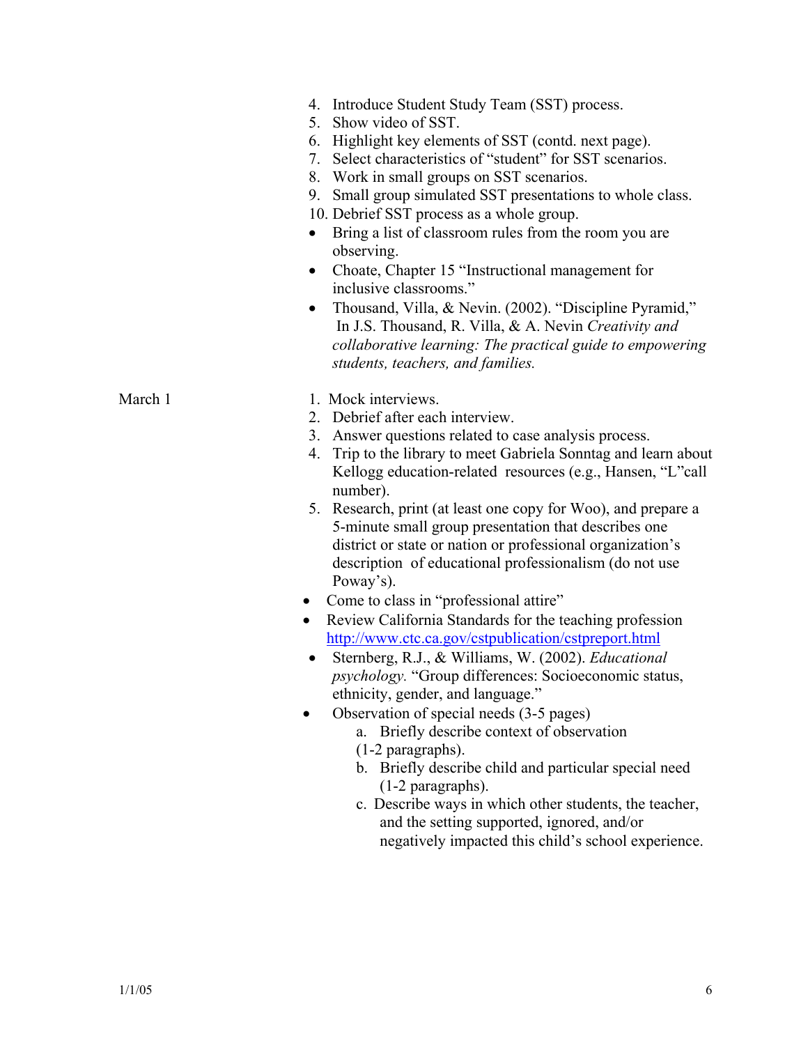4. Introduce Student Study Team (SST) process.
5. Show video of SST.
6. Highlight key elements of SST (contd. next page).
7. Select characteristics of "student" for SST scenarios.
8. Work in small groups on SST scenarios.
9. Small group simulated SST presentations to whole class.
10. Debrief SST process as a whole group.

- Bring a list of classroom rules from the room you are observing.
- Choate, Chapter 15 "Instructional management for inclusive classrooms."
- Thousand, Villa, & Nevin. (2002). "Discipline Pyramid," In J.S. Thousand, R. Villa, & A. Nevin *Creativity and collaborative learning: The practical guide to empowering students, teachers, and families.*

March 1

1. Mock interviews.
2. Debrief after each interview.
3. Answer questions related to case analysis process.
4. Trip to the library to meet Gabriela Sonntag and learn about Kellogg education-related resources (e.g., Hansen, "L"call number).
5. Research, print (at least one copy for Woo), and prepare a 5-minute small group presentation that describes one district or state or nation or professional organization's description of educational professionalism (do not use Poway's).

- Come to class in "professional attire"
- Review California Standards for the teaching profession http://www.ctc.ca.gov/cstpublication/cstpreport.html
- Sternberg, R.J., & Williams, W. (2002). *Educational psychology.* "Group differences: Socioeconomic status, ethnicity, gender, and language."
- Observation of special needs (3-5 pages)
    a. Briefly describe context of observation (1-2 paragraphs).
    b. Briefly describe child and particular special need (1-2 paragraphs).
    c. Describe ways in which other students, the teacher, and the setting supported, ignored, and/or negatively impacted this child's school experience.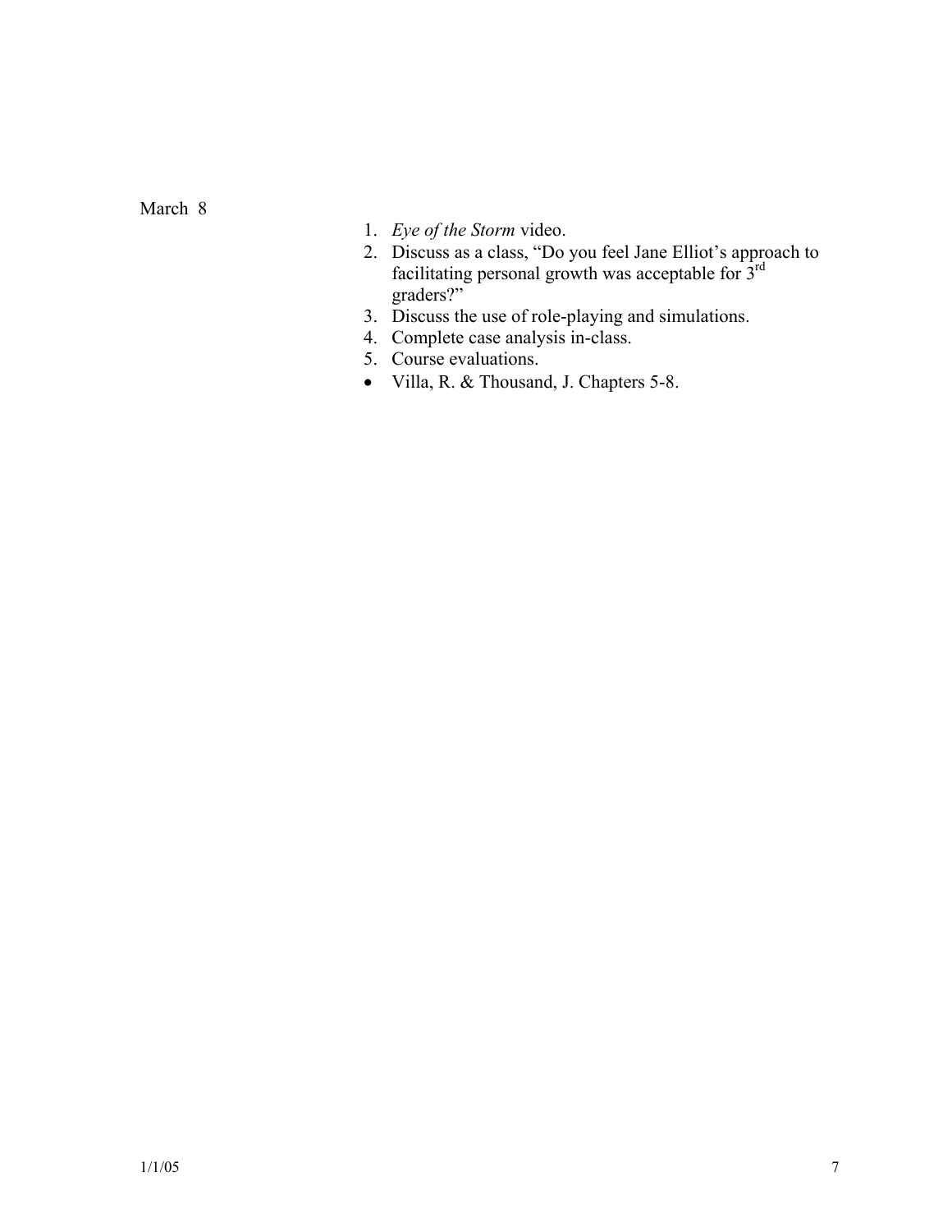March 8

1. *Eye of the Storm* video.
2. Discuss as a class, "Do you feel Jane Elliot's approach to facilitating personal growth was acceptable for 3rd graders?"
3. Discuss the use of role-playing and simulations.
4. Complete case analysis in-class.
5. Course evaluations.

- Villa, R. & Thousand, J. Chapters 5-8.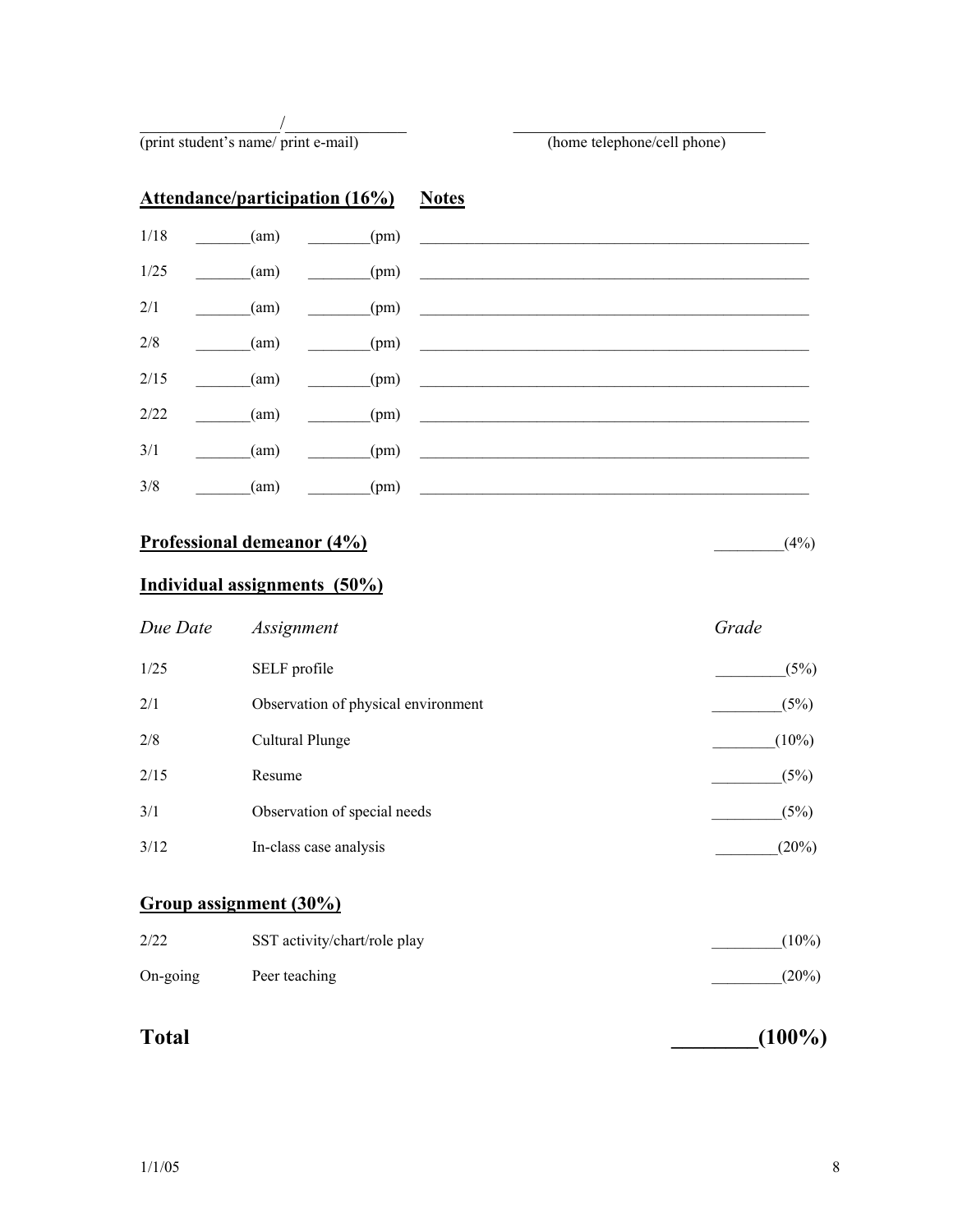_________________/_______________          _______________________________

(print student's name/ print e-mail)          (home telephone/cell phone)

**Attendance/participation (16%)**     **Notes**

| | | | |
|---|---|---|---|
| 1/18 | _______(am) | ________(pm) | ________________________________________________ |
| 1/25 | _______(am) | ________(pm) | ________________________________________________ |
| 2/1 | _______(am) | ________(pm) | ________________________________________________ |
| 2/8 | _______(am) | ________(pm) | ________________________________________________ |
| 2/15 | _______(am) | ________(pm) | ________________________________________________ |
| 2/22 | _______(am) | ________(pm) | ________________________________________________ |
| 3/1 | _______(am) | ________(pm) | ________________________________________________ |
| 3/8 | _______(am) | ________(pm) | ________________________________________________ |

**Professional demeanor (4%)**     _________(4%)

**Individual assignments (50%)**

| *Due Date* | *Assignment* | *Grade* |
|---|---|---|
| 1/25 | SELF profile | _________(5%) |
| 2/1 | Observation of physical environment | _________(5%) |
| 2/8 | Cultural Plunge | ________(10%) |
| 2/15 | Resume | _________(5%) |
| 3/1 | Observation of special needs | _________(5%) |
| 3/12 | In-class case analysis | ________(20%) |

**Group assignment (30%)**

| | | |
|---|---|---|
| 2/22 | SST activity/chart/role play | _________(10%) |
| On-going | Peer teaching | _________(20%) |

**Total**     **________(100%)**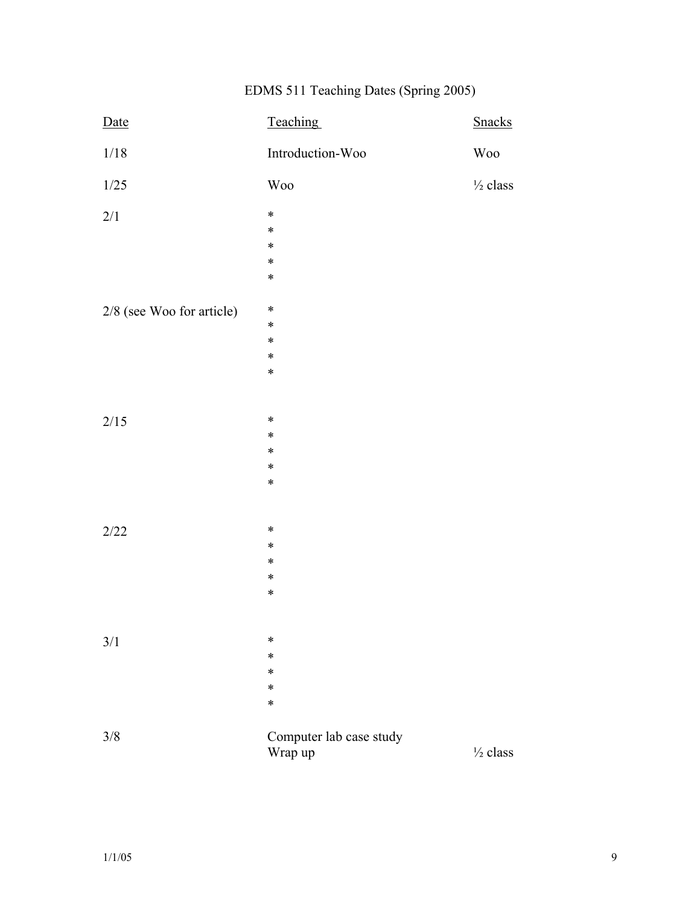# EDMS 511 Teaching Dates (Spring 2005)

| Date | Teaching | Snacks |
| --- | --- | --- |
| 1/18 | Introduction-Woo | Woo |
| 1/25 | Woo | ½ class |
| 2/1 | *<br>*<br>*<br>*<br>* | |
| 2/8 (see Woo for article) | *<br>*<br>*<br>*<br>* | |
| 2/15 | *<br>*<br>*<br>*<br>* | |
| 2/22 | *<br>*<br>*<br>*<br>* | |
| 3/1 | *<br>*<br>*<br>*<br>* | |
| 3/8 | Computer lab case study<br>Wrap up | ½ class |

1/1/05